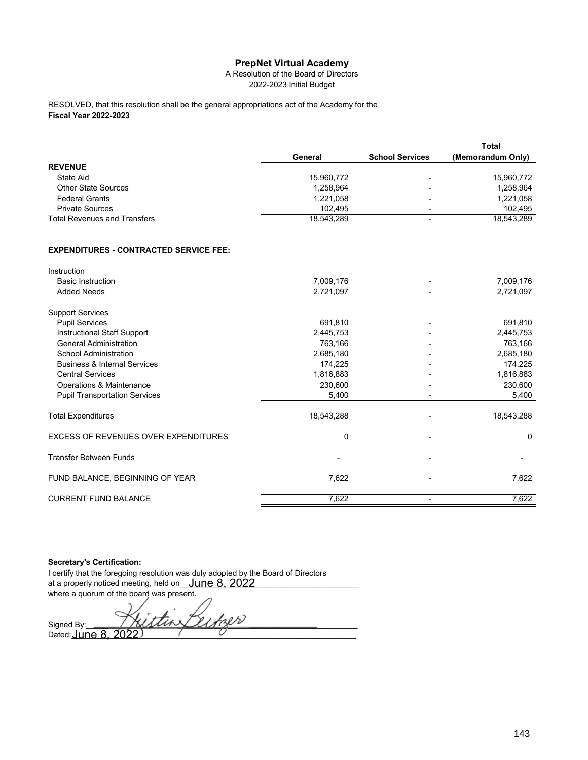# PrepNet Virtual Academy

A Resolution of the Board of Directors
2022-2023 Initial Budget

RESOLVED, that this resolution shall be the general appropriations act of the Academy for the **Fiscal Year 2022-2023**

| | General | School Services | Total (Memorandum Only) |
|---|---|---|---|
| **REVENUE** | | | |
| State Aid | 15,960,772 | - | 15,960,772 |
| Other State Sources | 1,258,964 | - | 1,258,964 |
| Federal Grants | 1,221,058 | - | 1,221,058 |
| Private Sources | 102,495 | - | 102,495 |
| Total Revenues and Transfers | 18,543,289 | - | 18,543,289 |
| **EXPENDITURES - CONTRACTED SERVICE FEE:** | | | |
| Instruction | | | |
| Basic Instruction | 7,009,176 | - | 7,009,176 |
| Added Needs | 2,721,097 | - | 2,721,097 |
| Support Services | | | |
| Pupil Services | 691,810 | - | 691,810 |
| Instructional Staff Support | 2,445,753 | - | 2,445,753 |
| General Administration | 763,166 | - | 763,166 |
| School Administration | 2,685,180 | - | 2,685,180 |
| Business & Internal Services | 174,225 | - | 174,225 |
| Central Services | 1,816,883 | - | 1,816,883 |
| Operations & Maintenance | 230,600 | - | 230,600 |
| Pupil Transportation Services | 5,400 | - | 5,400 |
| Total Expenditures | 18,543,288 | - | 18,543,288 |
| EXCESS OF REVENUES OVER EXPENDITURES | 0 | - | 0 |
| Transfer Between Funds | - | - | - |
| FUND BALANCE, BEGINNING OF YEAR | 7,622 | - | 7,622 |
| CURRENT FUND BALANCE | 7,622 | - | 7,622 |

**Secretary's Certification:**

I certify that the foregoing resolution was duly adopted by the Board of Directors at a properly noticed meeting, held on June 8, 2022 where a quorum of the board was present.

Signed By: Kristin Berger

Dated: June 8, 2022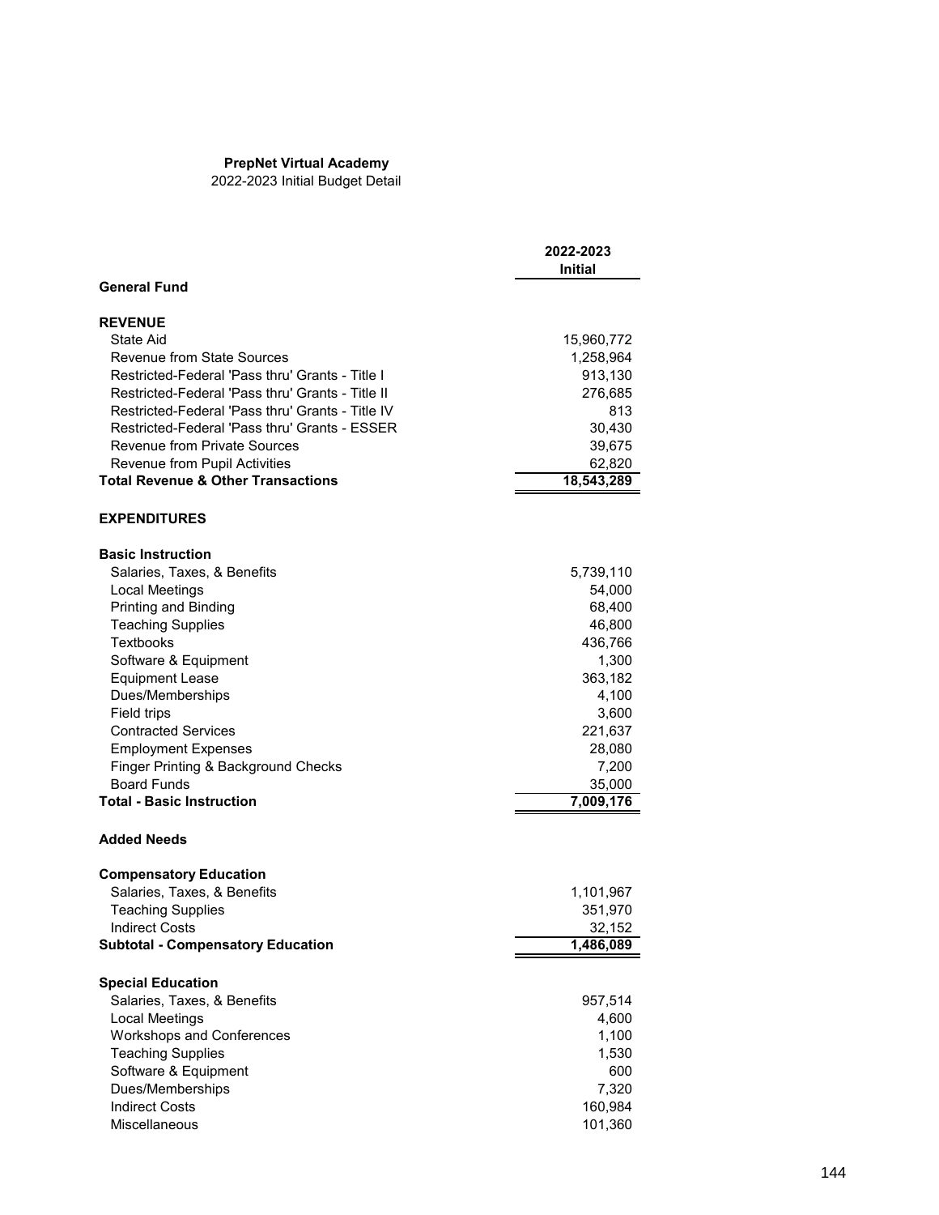**PrepNet Virtual Academy**
2022-2023 Initial Budget Detail

| | 2022-2023 Initial |
|---|---|
| **General Fund** | |
| | |
| **REVENUE** | |
| State Aid | 15,960,772 |
| Revenue from State Sources | 1,258,964 |
| Restricted-Federal 'Pass thru' Grants - Title I | 913,130 |
| Restricted-Federal 'Pass thru' Grants - Title II | 276,685 |
| Restricted-Federal 'Pass thru' Grants - Title IV | 813 |
| Restricted-Federal 'Pass thru' Grants - ESSER | 30,430 |
| Revenue from Private Sources | 39,675 |
| Revenue from Pupil Activities | 62,820 |
| **Total Revenue & Other Transactions** | **18,543,289** |
| | |
| **EXPENDITURES** | |
| | |
| **Basic Instruction** | |
| Salaries, Taxes, & Benefits | 5,739,110 |
| Local Meetings | 54,000 |
| Printing and Binding | 68,400 |
| Teaching Supplies | 46,800 |
| Textbooks | 436,766 |
| Software & Equipment | 1,300 |
| Equipment Lease | 363,182 |
| Dues/Memberships | 4,100 |
| Field trips | 3,600 |
| Contracted Services | 221,637 |
| Employment Expenses | 28,080 |
| Finger Printing & Background Checks | 7,200 |
| Board Funds | 35,000 |
| **Total - Basic Instruction** | **7,009,176** |
| | |
| **Added Needs** | |
| | |
| **Compensatory Education** | |
| Salaries, Taxes, & Benefits | 1,101,967 |
| Teaching Supplies | 351,970 |
| Indirect Costs | 32,152 |
| **Subtotal - Compensatory Education** | **1,486,089** |
| | |
| **Special Education** | |
| Salaries, Taxes, & Benefits | 957,514 |
| Local Meetings | 4,600 |
| Workshops and Conferences | 1,100 |
| Teaching Supplies | 1,530 |
| Software & Equipment | 600 |
| Dues/Memberships | 7,320 |
| Indirect Costs | 160,984 |
| Miscellaneous | 101,360 |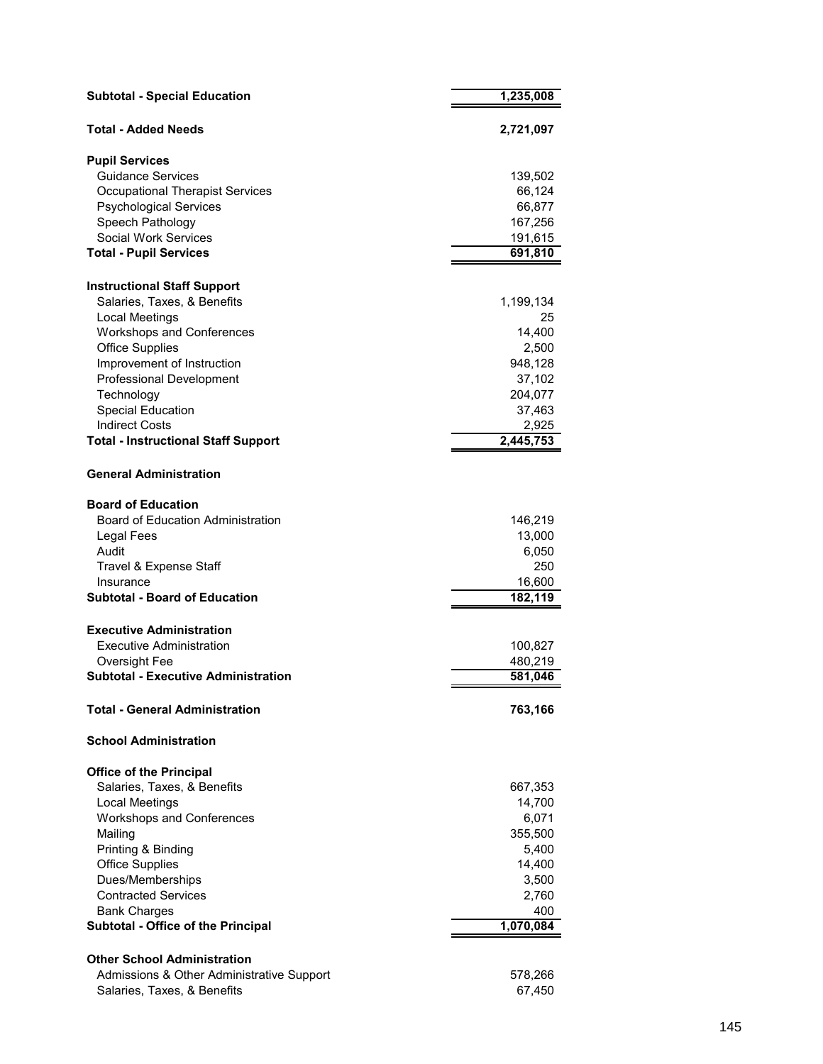| | |
|---|---|
| **Subtotal - Special Education** | **1,235,008** |
| **Total - Added Needs** | **2,721,097** |
| **Pupil Services** | |
| Guidance Services | 139,502 |
| Occupational Therapist Services | 66,124 |
| Psychological Services | 66,877 |
| Speech Pathology | 167,256 |
| Social Work Services | 191,615 |
| **Total - Pupil Services** | **691,810** |
| **Instructional Staff Support** | |
| Salaries, Taxes, & Benefits | 1,199,134 |
| Local Meetings | 25 |
| Workshops and Conferences | 14,400 |
| Office Supplies | 2,500 |
| Improvement of Instruction | 948,128 |
| Professional Development | 37,102 |
| Technology | 204,077 |
| Special Education | 37,463 |
| Indirect Costs | 2,925 |
| **Total - Instructional Staff Support** | **2,445,753** |
| **General Administration** | |
| **Board of Education** | |
| Board of Education Administration | 146,219 |
| Legal Fees | 13,000 |
| Audit | 6,050 |
| Travel & Expense Staff | 250 |
| Insurance | 16,600 |
| **Subtotal - Board of Education** | **182,119** |
| **Executive Administration** | |
| Executive Administration | 100,827 |
| Oversight Fee | 480,219 |
| **Subtotal - Executive Administration** | **581,046** |
| **Total - General Administration** | **763,166** |
| **School Administration** | |
| **Office of the Principal** | |
| Salaries, Taxes, & Benefits | 667,353 |
| Local Meetings | 14,700 |
| Workshops and Conferences | 6,071 |
| Mailing | 355,500 |
| Printing & Binding | 5,400 |
| Office Supplies | 14,400 |
| Dues/Memberships | 3,500 |
| Contracted Services | 2,760 |
| Bank Charges | 400 |
| **Subtotal - Office of the Principal** | **1,070,084** |
| **Other School Administration** | |
| Admissions & Other Administrative Support | 578,266 |
| Salaries, Taxes, & Benefits | 67,450 |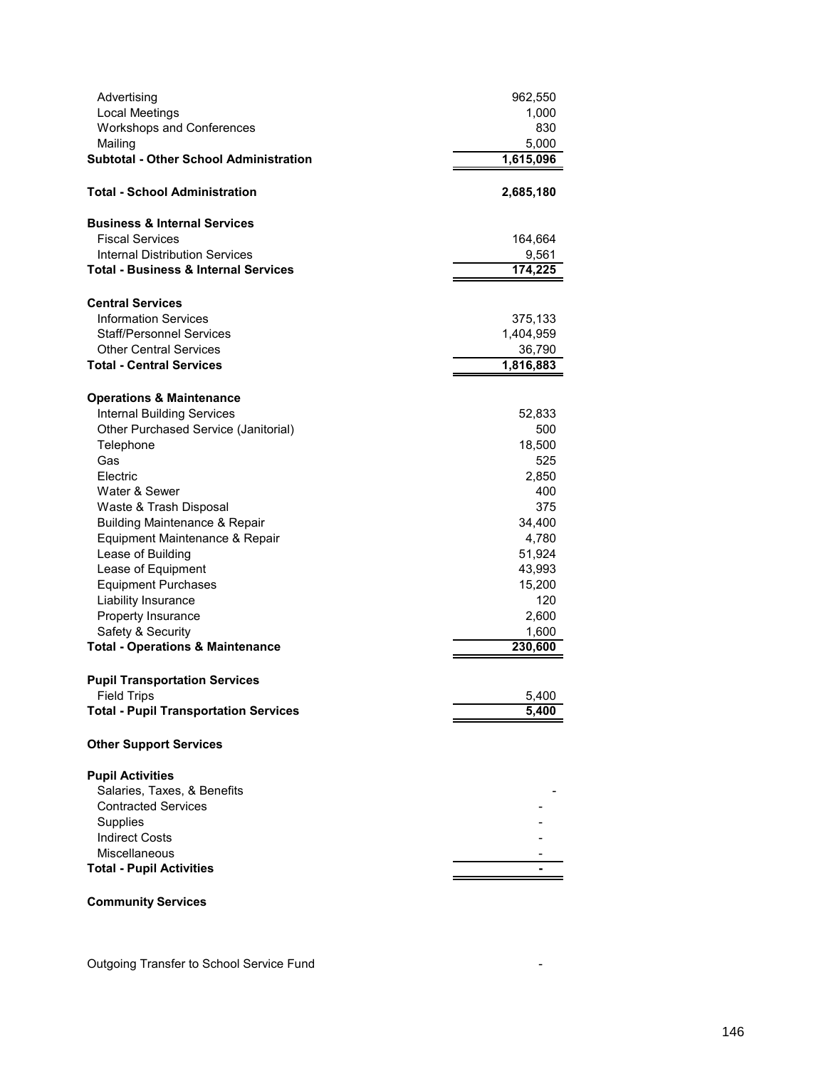| | |
|---|---|
| Advertising | 962,550 |
| Local Meetings | 1,000 |
| Workshops and Conferences | 830 |
| Mailing | 5,000 |
| **Subtotal - Other School Administration** | **1,615,096** |
| | |
| **Total - School Administration** | **2,685,180** |
| | |
| **Business & Internal Services** | |
| Fiscal Services | 164,664 |
| Internal Distribution Services | 9,561 |
| **Total - Business & Internal Services** | **174,225** |
| | |
| **Central Services** | |
| Information Services | 375,133 |
| Staff/Personnel Services | 1,404,959 |
| Other Central Services | 36,790 |
| **Total - Central Services** | **1,816,883** |
| | |
| **Operations & Maintenance** | |
| Internal Building Services | 52,833 |
| Other Purchased Service (Janitorial) | 500 |
| Telephone | 18,500 |
| Gas | 525 |
| Electric | 2,850 |
| Water & Sewer | 400 |
| Waste & Trash Disposal | 375 |
| Building Maintenance & Repair | 34,400 |
| Equipment Maintenance & Repair | 4,780 |
| Lease of Building | 51,924 |
| Lease of Equipment | 43,993 |
| Equipment Purchases | 15,200 |
| Liability Insurance | 120 |
| Property Insurance | 2,600 |
| Safety & Security | 1,600 |
| **Total - Operations & Maintenance** | **230,600** |
| | |
| **Pupil Transportation Services** | |
| Field Trips | 5,400 |
| **Total - Pupil Transportation Services** | **5,400** |
| | |
| **Other Support Services** | |
| | |
| **Pupil Activities** | |
| Salaries, Taxes, & Benefits | - |
| Contracted Services | - |
| Supplies | - |
| Indirect Costs | - |
| Miscellaneous | - |
| **Total - Pupil Activities** | **-** |
| | |
| **Community Services** | |
| | |
| Outgoing Transfer to School Service Fund | - |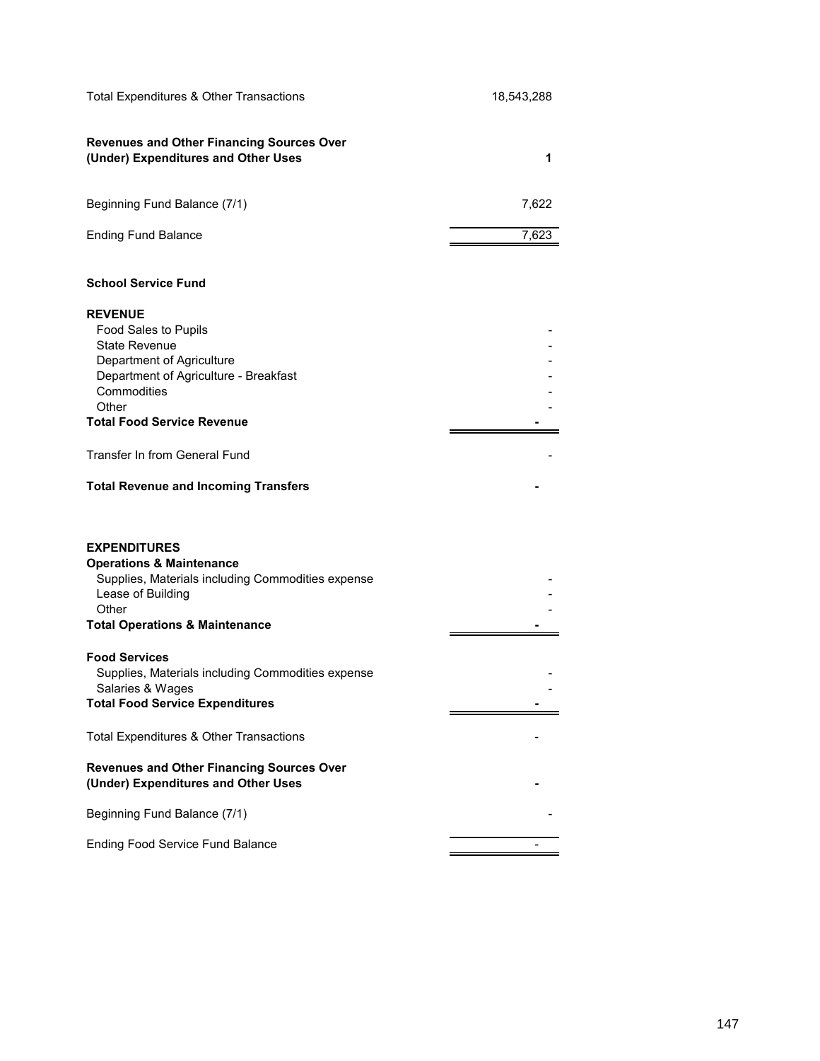| | |
|---|---|
| Total Expenditures & Other Transactions | 18,543,288 |
| **Revenues and Other Financing Sources Over (Under) Expenditures and Other Uses** | **1** |
| Beginning Fund Balance (7/1) | 7,622 |
| Ending Fund Balance | 7,623 |

**School Service Fund**

| | |
|---|---|
| **REVENUE** | |
| Food Sales to Pupils | - |
| State Revenue | - |
| Department of Agriculture | - |
| Department of Agriculture - Breakfast | - |
| Commodities | - |
| Other | - |
| **Total Food Service Revenue** | **-** |
| Transfer In from General Fund | - |
| **Total Revenue and Incoming Transfers** | **-** |
| **EXPENDITURES** | |
| **Operations & Maintenance** | |
| Supplies, Materials including Commodities expense | - |
| Lease of Building | - |
| Other | - |
| **Total Operations & Maintenance** | **-** |
| **Food Services** | |
| Supplies, Materials including Commodities expense | - |
| Salaries & Wages | - |
| **Total Food Service Expenditures** | **-** |
| Total Expenditures & Other Transactions | - |
| **Revenues and Other Financing Sources Over (Under) Expenditures and Other Uses** | **-** |
| Beginning Fund Balance (7/1) | - |
| Ending Food Service Fund Balance | - |